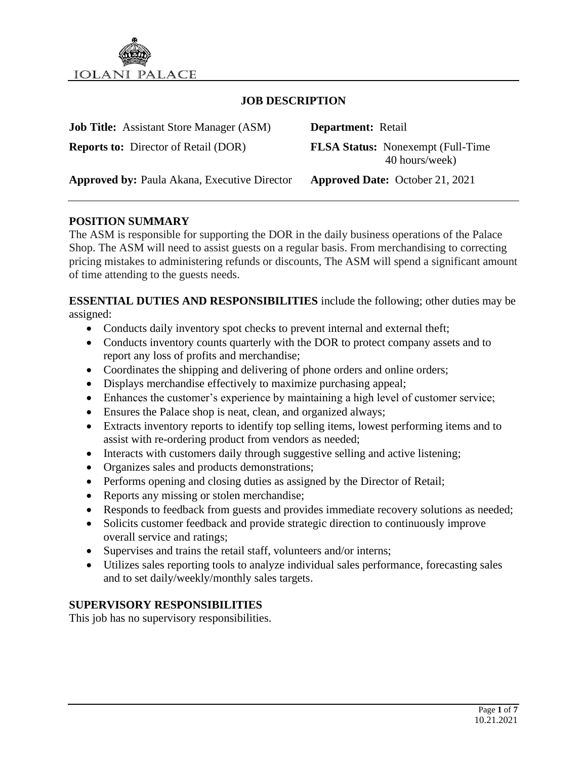IOLANI PALACE

# JOB DESCRIPTION

| | |
|---|---|
| **Job Title:** Assistant Store Manager (ASM) | **Department:** Retail |
| **Reports to:** Director of Retail (DOR) | **FLSA Status:** Nonexempt (Full-Time 40 hours/week) |
| **Approved by:** Paula Akana, Executive Director | **Approved Date:** October 21, 2021 |

## POSITION SUMMARY

The ASM is responsible for supporting the DOR in the daily business operations of the Palace Shop. The ASM will need to assist guests on a regular basis. From merchandising to correcting pricing mistakes to administering refunds or discounts, The ASM will spend a significant amount of time attending to the guests needs.

**ESSENTIAL DUTIES AND RESPONSIBILITIES** include the following; other duties may be assigned:

- Conducts daily inventory spot checks to prevent internal and external theft;
- Conducts inventory counts quarterly with the DOR to protect company assets and to report any loss of profits and merchandise;
- Coordinates the shipping and delivering of phone orders and online orders;
- Displays merchandise effectively to maximize purchasing appeal;
- Enhances the customer's experience by maintaining a high level of customer service;
- Ensures the Palace shop is neat, clean, and organized always;
- Extracts inventory reports to identify top selling items, lowest performing items and to assist with re-ordering product from vendors as needed;
- Interacts with customers daily through suggestive selling and active listening;
- Organizes sales and products demonstrations;
- Performs opening and closing duties as assigned by the Director of Retail;
- Reports any missing or stolen merchandise;
- Responds to feedback from guests and provides immediate recovery solutions as needed;
- Solicits customer feedback and provide strategic direction to continuously improve overall service and ratings;
- Supervises and trains the retail staff, volunteers and/or interns;
- Utilizes sales reporting tools to analyze individual sales performance, forecasting sales and to set daily/weekly/monthly sales targets.

## SUPERVISORY RESPONSIBILITIES

This job has no supervisory responsibilities.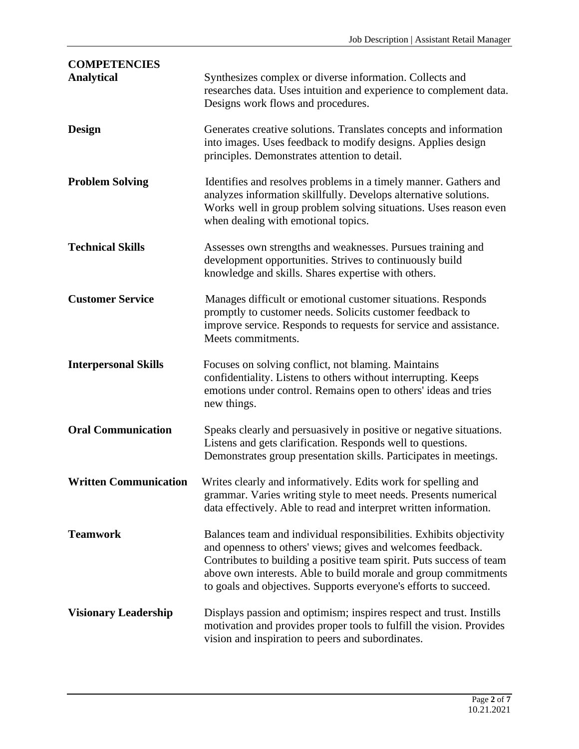## COMPETENCIES

**Analytical**
Synthesizes complex or diverse information. Collects and researches data. Uses intuition and experience to complement data. Designs work flows and procedures.

**Design**
Generates creative solutions. Translates concepts and information into images. Uses feedback to modify designs. Applies design principles. Demonstrates attention to detail.

**Problem Solving**
Identifies and resolves problems in a timely manner. Gathers and analyzes information skillfully. Develops alternative solutions. Works well in group problem solving situations. Uses reason even when dealing with emotional topics.

**Technical Skills**
Assesses own strengths and weaknesses. Pursues training and development opportunities. Strives to continuously build knowledge and skills. Shares expertise with others.

**Customer Service**
Manages difficult or emotional customer situations. Responds promptly to customer needs. Solicits customer feedback to improve service. Responds to requests for service and assistance. Meets commitments.

**Interpersonal Skills**
Focuses on solving conflict, not blaming. Maintains confidentiality. Listens to others without interrupting. Keeps emotions under control. Remains open to others' ideas and tries new things.

**Oral Communication**
Speaks clearly and persuasively in positive or negative situations. Listens and gets clarification. Responds well to questions. Demonstrates group presentation skills. Participates in meetings.

**Written Communication**
Writes clearly and informatively. Edits work for spelling and grammar. Varies writing style to meet needs. Presents numerical data effectively. Able to read and interpret written information.

**Teamwork**
Balances team and individual responsibilities. Exhibits objectivity and openness to others' views; gives and welcomes feedback. Contributes to building a positive team spirit. Puts success of team above own interests. Able to build morale and group commitments to goals and objectives. Supports everyone's efforts to succeed.

**Visionary Leadership**
Displays passion and optimism; inspires respect and trust. Instills motivation and provides proper tools to fulfill the vision. Provides vision and inspiration to peers and subordinates.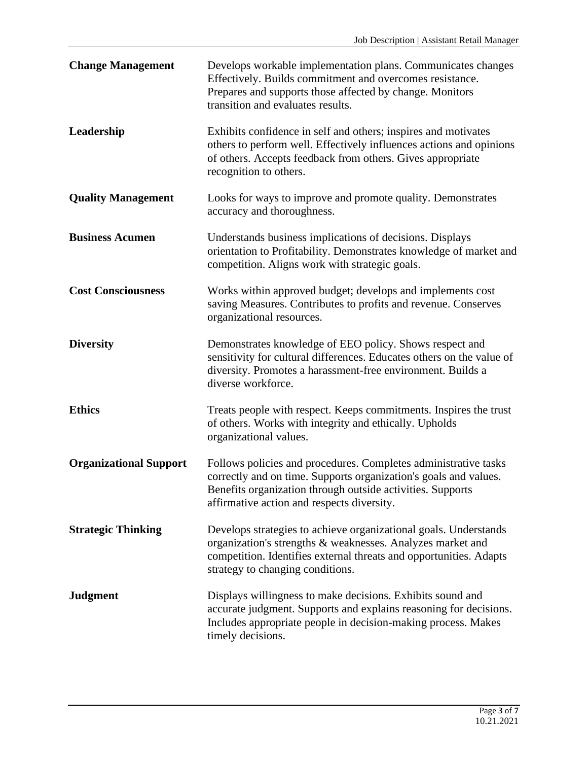**Change Management** Develops workable implementation plans. Communicates changes Effectively. Builds commitment and overcomes resistance. Prepares and supports those affected by change. Monitors transition and evaluates results.

**Leadership** Exhibits confidence in self and others; inspires and motivates others to perform well. Effectively influences actions and opinions of others. Accepts feedback from others. Gives appropriate recognition to others.

**Quality Management** Looks for ways to improve and promote quality. Demonstrates accuracy and thoroughness.

**Business Acumen** Understands business implications of decisions. Displays orientation to Profitability. Demonstrates knowledge of market and competition. Aligns work with strategic goals.

**Cost Consciousness** Works within approved budget; develops and implements cost saving Measures. Contributes to profits and revenue. Conserves organizational resources.

**Diversity** Demonstrates knowledge of EEO policy. Shows respect and sensitivity for cultural differences. Educates others on the value of diversity. Promotes a harassment-free environment. Builds a diverse workforce.

**Ethics** Treats people with respect. Keeps commitments. Inspires the trust of others. Works with integrity and ethically. Upholds organizational values.

**Organizational Support** Follows policies and procedures. Completes administrative tasks correctly and on time. Supports organization's goals and values. Benefits organization through outside activities. Supports affirmative action and respects diversity.

**Strategic Thinking** Develops strategies to achieve organizational goals. Understands organization's strengths & weaknesses. Analyzes market and competition. Identifies external threats and opportunities. Adapts strategy to changing conditions.

**Judgment** Displays willingness to make decisions. Exhibits sound and accurate judgment. Supports and explains reasoning for decisions. Includes appropriate people in decision-making process. Makes timely decisions.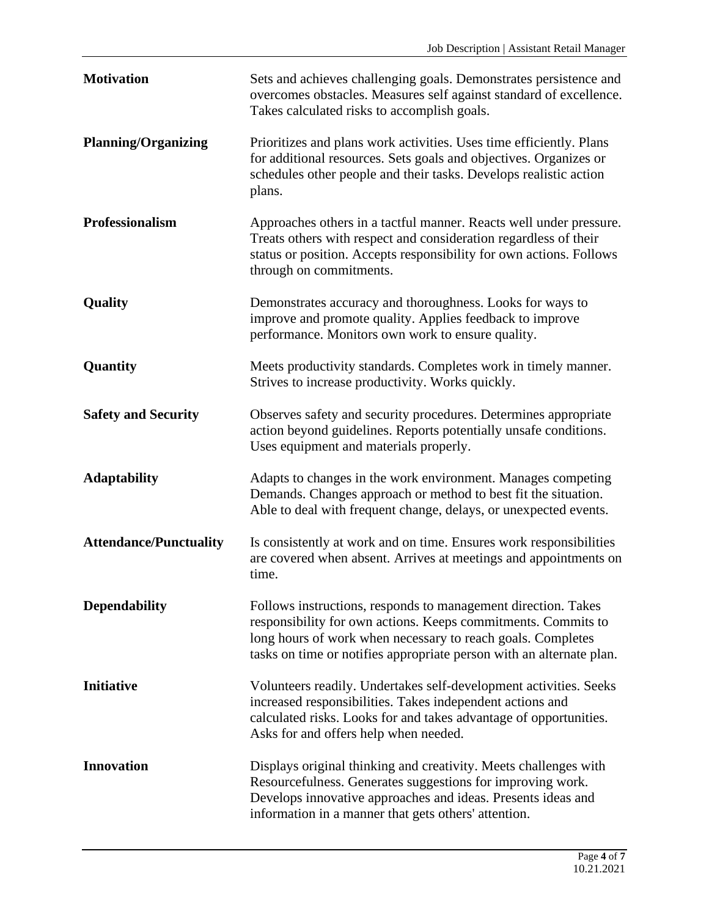| | |
|---|---|
| **Motivation** | Sets and achieves challenging goals. Demonstrates persistence and overcomes obstacles. Measures self against standard of excellence. Takes calculated risks to accomplish goals. |
| **Planning/Organizing** | Prioritizes and plans work activities. Uses time efficiently. Plans for additional resources. Sets goals and objectives. Organizes or schedules other people and their tasks. Develops realistic action plans. |
| **Professionalism** | Approaches others in a tactful manner. Reacts well under pressure. Treats others with respect and consideration regardless of their status or position. Accepts responsibility for own actions. Follows through on commitments. |
| **Quality** | Demonstrates accuracy and thoroughness. Looks for ways to improve and promote quality. Applies feedback to improve performance. Monitors own work to ensure quality. |
| **Quantity** | Meets productivity standards. Completes work in timely manner. Strives to increase productivity. Works quickly. |
| **Safety and Security** | Observes safety and security procedures. Determines appropriate action beyond guidelines. Reports potentially unsafe conditions. Uses equipment and materials properly. |
| **Adaptability** | Adapts to changes in the work environment. Manages competing Demands. Changes approach or method to best fit the situation. Able to deal with frequent change, delays, or unexpected events. |
| **Attendance/Punctuality** | Is consistently at work and on time. Ensures work responsibilities are covered when absent. Arrives at meetings and appointments on time. |
| **Dependability** | Follows instructions, responds to management direction. Takes responsibility for own actions. Keeps commitments. Commits to long hours of work when necessary to reach goals. Completes tasks on time or notifies appropriate person with an alternate plan. |
| **Initiative** | Volunteers readily. Undertakes self-development activities. Seeks increased responsibilities. Takes independent actions and calculated risks. Looks for and takes advantage of opportunities. Asks for and offers help when needed. |
| **Innovation** | Displays original thinking and creativity. Meets challenges with Resourcefulness. Generates suggestions for improving work. Develops innovative approaches and ideas. Presents ideas and information in a manner that gets others' attention. |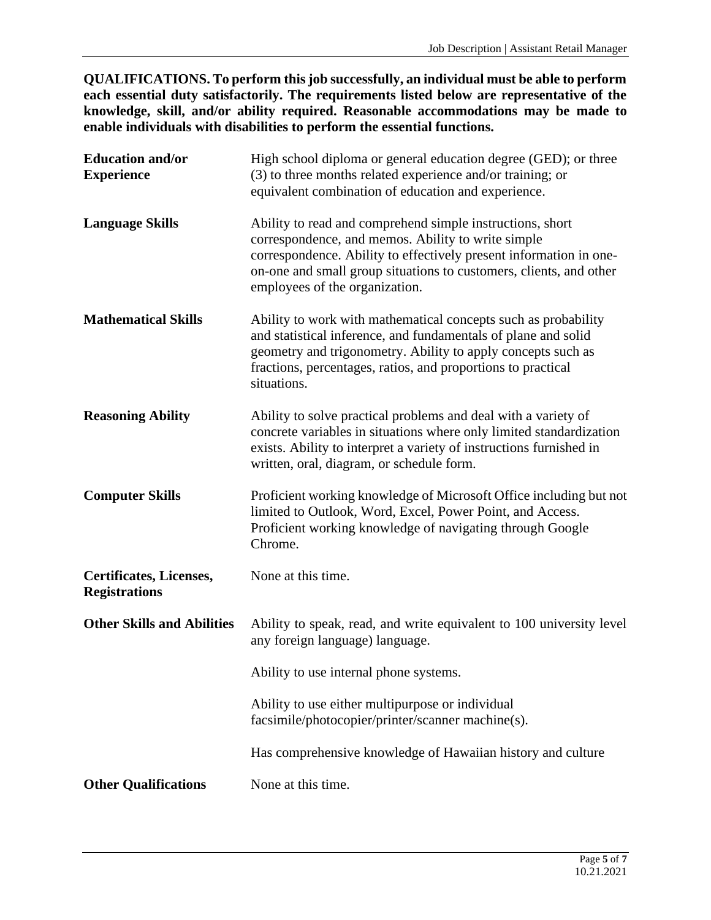**QUALIFICATIONS. To perform this job successfully, an individual must be able to perform each essential duty satisfactorily. The requirements listed below are representative of the knowledge, skill, and/or ability required. Reasonable accommodations may be made to enable individuals with disabilities to perform the essential functions.**

| | |
|---|---|
| **Education and/or Experience** | High school diploma or general education degree (GED); or three (3) to three months related experience and/or training; or equivalent combination of education and experience. |
| **Language Skills** | Ability to read and comprehend simple instructions, short correspondence, and memos. Ability to write simple correspondence. Ability to effectively present information in one-on-one and small group situations to customers, clients, and other employees of the organization. |
| **Mathematical Skills** | Ability to work with mathematical concepts such as probability and statistical inference, and fundamentals of plane and solid geometry and trigonometry. Ability to apply concepts such as fractions, percentages, ratios, and proportions to practical situations. |
| **Reasoning Ability** | Ability to solve practical problems and deal with a variety of concrete variables in situations where only limited standardization exists. Ability to interpret a variety of instructions furnished in written, oral, diagram, or schedule form. |
| **Computer Skills** | Proficient working knowledge of Microsoft Office including but not limited to Outlook, Word, Excel, Power Point, and Access. Proficient working knowledge of navigating through Google Chrome. |
| **Certificates, Licenses, Registrations** | None at this time. |
| **Other Skills and Abilities** | Ability to speak, read, and write equivalent to 100 university level any foreign language) language. |
| | Ability to use internal phone systems. |
| | Ability to use either multipurpose or individual facsimile/photocopier/printer/scanner machine(s). |
| | Has comprehensive knowledge of Hawaiian history and culture |
| **Other Qualifications** | None at this time. |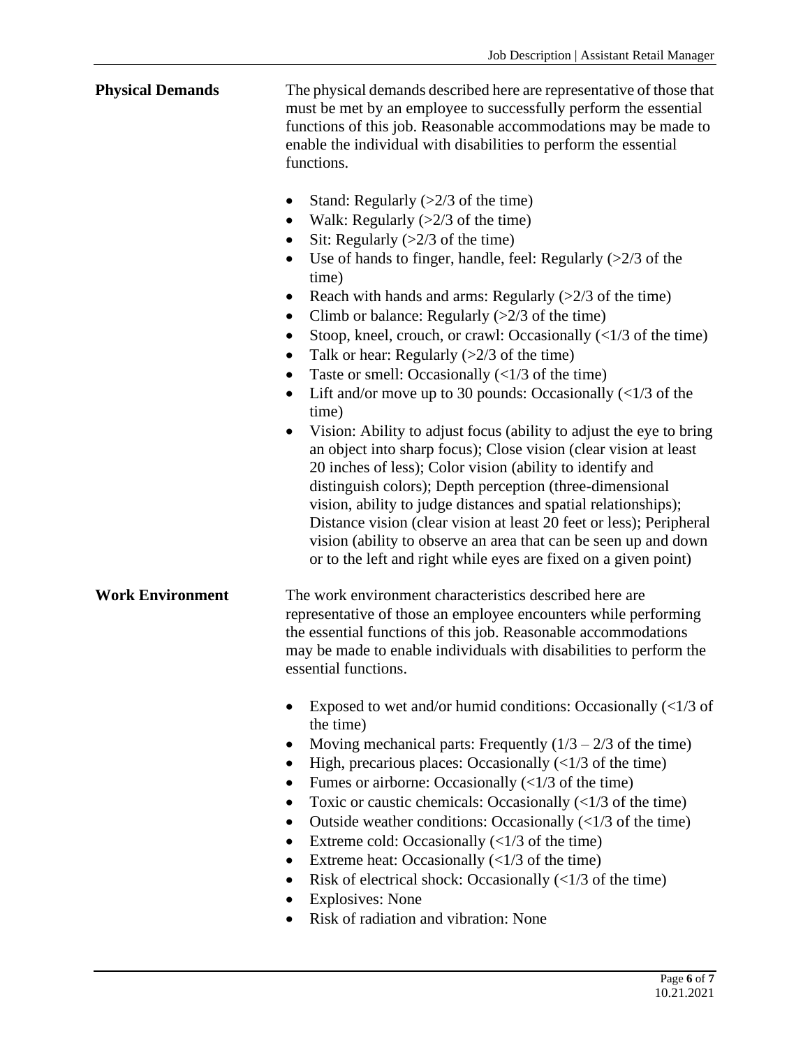## Physical Demands

The physical demands described here are representative of those that must be met by an employee to successfully perform the essential functions of this job. Reasonable accommodations may be made to enable the individual with disabilities to perform the essential functions.

- Stand: Regularly (>2/3 of the time)
- Walk: Regularly (>2/3 of the time)
- Sit: Regularly (>2/3 of the time)
- Use of hands to finger, handle, feel: Regularly (>2/3 of the time)
- Reach with hands and arms: Regularly (>2/3 of the time)
- Climb or balance: Regularly (>2/3 of the time)
- Stoop, kneel, crouch, or crawl: Occasionally (<1/3 of the time)
- Talk or hear: Regularly (>2/3 of the time)
- Taste or smell: Occasionally (<1/3 of the time)
- Lift and/or move up to 30 pounds: Occasionally (<1/3 of the time)
- Vision: Ability to adjust focus (ability to adjust the eye to bring an object into sharp focus); Close vision (clear vision at least 20 inches of less); Color vision (ability to identify and distinguish colors); Depth perception (three-dimensional vision, ability to judge distances and spatial relationships); Distance vision (clear vision at least 20 feet or less); Peripheral vision (ability to observe an area that can be seen up and down or to the left and right while eyes are fixed on a given point)

## Work Environment

The work environment characteristics described here are representative of those an employee encounters while performing the essential functions of this job. Reasonable accommodations may be made to enable individuals with disabilities to perform the essential functions.

- Exposed to wet and/or humid conditions: Occasionally (<1/3 of the time)
- Moving mechanical parts: Frequently (1/3 – 2/3 of the time)
- High, precarious places: Occasionally (<1/3 of the time)
- Fumes or airborne: Occasionally (<1/3 of the time)
- Toxic or caustic chemicals: Occasionally (<1/3 of the time)
- Outside weather conditions: Occasionally (<1/3 of the time)
- Extreme cold: Occasionally (<1/3 of the time)
- Extreme heat: Occasionally (<1/3 of the time)
- Risk of electrical shock: Occasionally (<1/3 of the time)
- Explosives: None
- Risk of radiation and vibration: None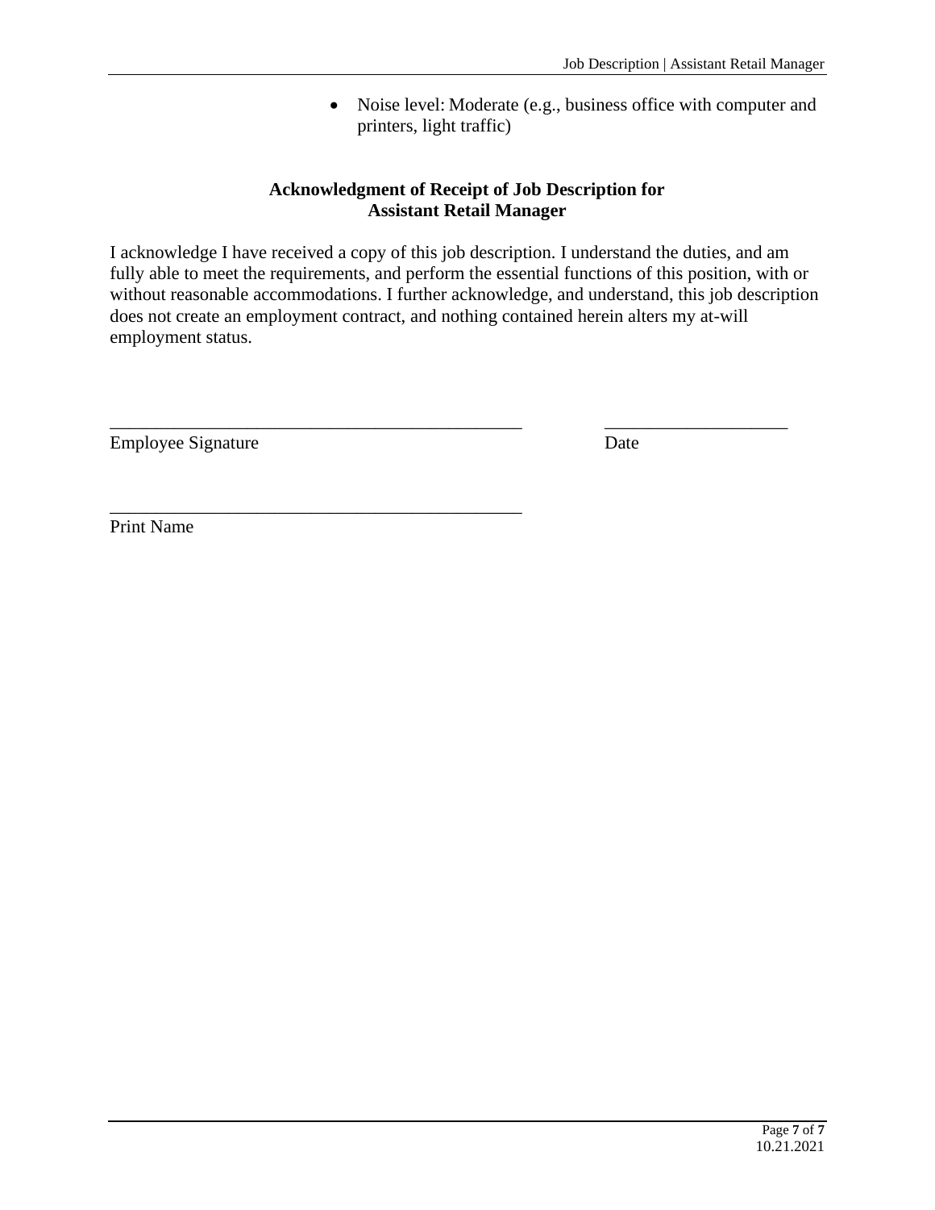- Noise level: Moderate (e.g., business office with computer and printers, light traffic)

**Acknowledgment of Receipt of Job Description for Assistant Retail Manager**

I acknowledge I have received a copy of this job description. I understand the duties, and am fully able to meet the requirements, and perform the essential functions of this position, with or without reasonable accommodations. I further acknowledge, and understand, this job description does not create an employment contract, and nothing contained herein alters my at-will employment status.

_______________________________________________ ____________________

Employee Signature Date

_______________________________________________

Print Name